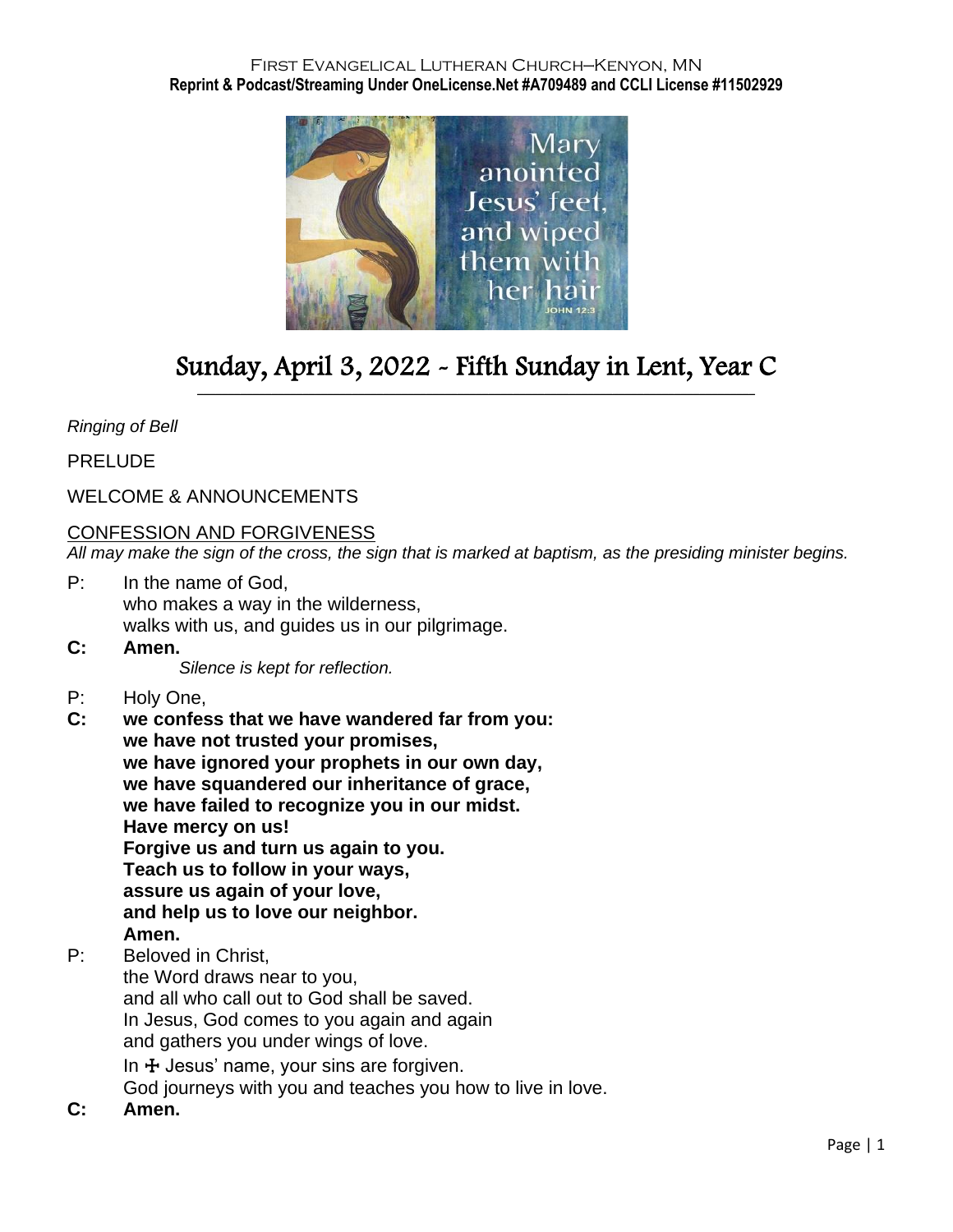First Evangelical Lutheran Church–Kenyon, MN
**Reprint & Podcast/Streaming Under OneLicense.Net #A709489 and CCLI License #11502929**

# Sunday, April 3, 2022 - Fifth Sunday in Lent, Year C

*Ringing of Bell*

PRELUDE

WELCOME & ANNOUNCEMENTS

CONFESSION AND FORGIVENESS

*All may make the sign of the cross, the sign that is marked at baptism, as the presiding minister begins.*

P: In the name of God,
who makes a way in the wilderness,
walks with us, and guides us in our pilgrimage.

**C: Amen.**

*Silence is kept for reflection.*

P: Holy One,

**C: we confess that we have wandered far from you:**
**we have not trusted your promises,**
**we have ignored your prophets in our own day,**
**we have squandered our inheritance of grace,**
**we have failed to recognize you in our midst.**
**Have mercy on us!**
**Forgive us and turn us again to you.**
**Teach us to follow in your ways,**
**assure us again of your love,**
**and help us to love our neighbor.**
**Amen.**

P: Beloved in Christ,
the Word draws near to you,
and all who call out to God shall be saved.
In Jesus, God comes to you again and again
and gathers you under wings of love.
In ☩ Jesus' name, your sins are forgiven.
God journeys with you and teaches you how to live in love.

**C: Amen.**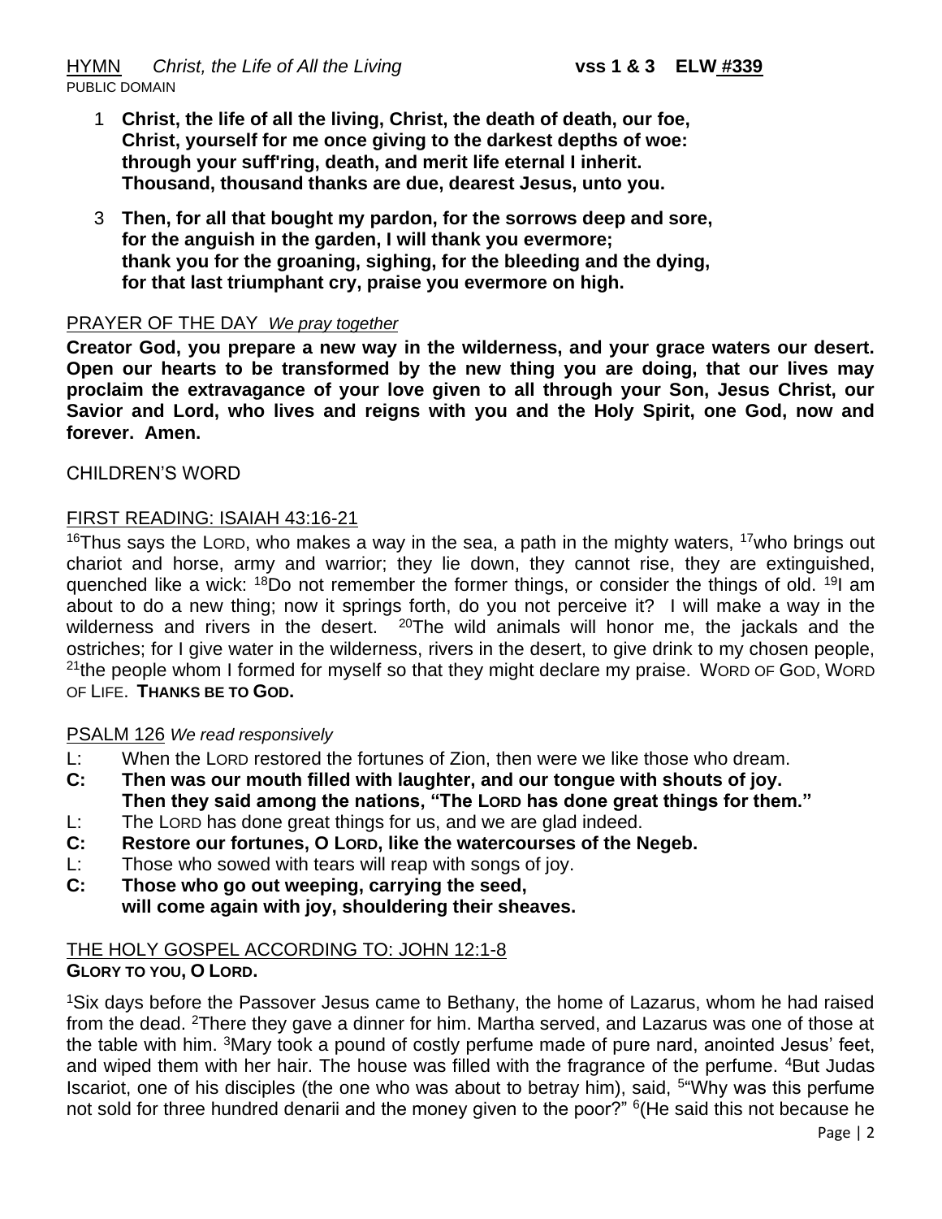HYMN *Christ, the Life of All the Living* **vss 1 & 3 ELW #339**
PUBLIC DOMAIN

1 **Christ, the life of all the living, Christ, the death of death, our foe,
Christ, yourself for me once giving to the darkest depths of woe:
through your suff'ring, death, and merit life eternal I inherit.
Thousand, thousand thanks are due, dearest Jesus, unto you.**

3 **Then, for all that bought my pardon, for the sorrows deep and sore,
for the anguish in the garden, I will thank you evermore;
thank you for the groaning, sighing, for the bleeding and the dying,
for that last triumphant cry, praise you evermore on high.**

PRAYER OF THE DAY *We pray together*

**Creator God, you prepare a new way in the wilderness, and your grace waters our desert. Open our hearts to be transformed by the new thing you are doing, that our lives may proclaim the extravagance of your love given to all through your Son, Jesus Christ, our Savior and Lord, who lives and reigns with you and the Holy Spirit, one God, now and forever. Amen.**

CHILDREN'S WORD

FIRST READING: ISAIAH 43:16-21

[16]Thus says the LORD, who makes a way in the sea, a path in the mighty waters, [17]who brings out chariot and horse, army and warrior; they lie down, they cannot rise, they are extinguished, quenched like a wick: [18]Do not remember the former things, or consider the things of old. [19]I am about to do a new thing; now it springs forth, do you not perceive it? I will make a way in the wilderness and rivers in the desert. [20]The wild animals will honor me, the jackals and the ostriches; for I give water in the wilderness, rivers in the desert, to give drink to my chosen people, [21]the people whom I formed for myself so that they might declare my praise. WORD OF GOD, WORD OF LIFE. **THANKS BE TO GOD.**

PSALM 126 *We read responsively*

L: When the LORD restored the fortunes of Zion, then were we like those who dream.
**C: Then was our mouth filled with laughter, and our tongue with shouts of joy.
Then they said among the nations, "The LORD has done great things for them."**
L: The LORD has done great things for us, and we are glad indeed.
**C: Restore our fortunes, O LORD, like the watercourses of the Negeb.**
L: Those who sowed with tears will reap with songs of joy.
**C: Those who go out weeping, carrying the seed,
will come again with joy, shouldering their sheaves.**

THE HOLY GOSPEL ACCORDING TO: JOHN 12:1-8
**GLORY TO YOU, O LORD.**

[1]Six days before the Passover Jesus came to Bethany, the home of Lazarus, whom he had raised from the dead. [2]There they gave a dinner for him. Martha served, and Lazarus was one of those at the table with him. [3]Mary took a pound of costly perfume made of pure nard, anointed Jesus' feet, and wiped them with her hair. The house was filled with the fragrance of the perfume. [4]But Judas Iscariot, one of his disciples (the one who was about to betray him), said, [5]"Why was this perfume not sold for three hundred denarii and the money given to the poor?" [6](He said this not because he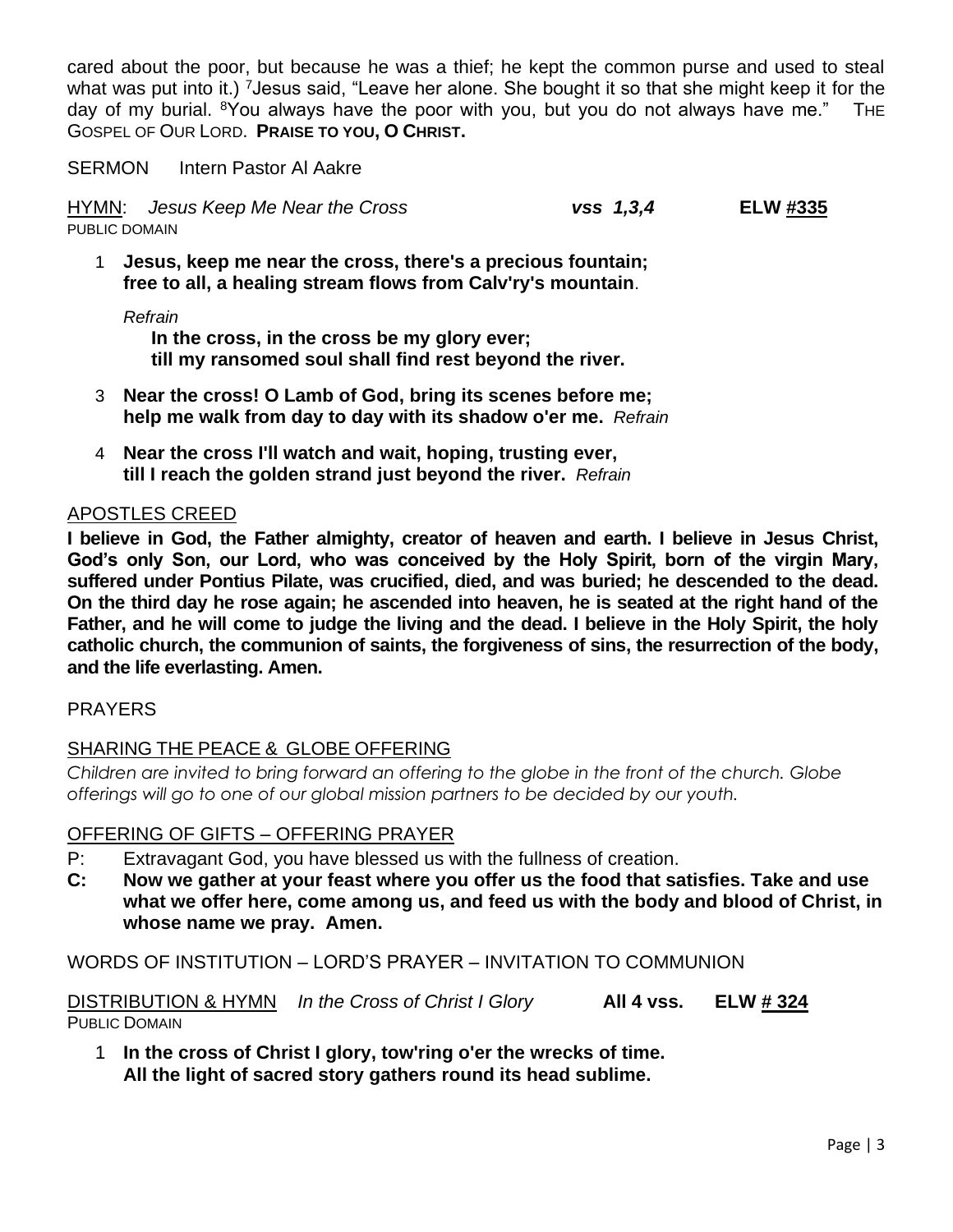cared about the poor, but because he was a thief; he kept the common purse and used to steal what was put into it.) [7]Jesus said, "Leave her alone. She bought it so that she might keep it for the day of my burial. [8]You always have the poor with you, but you do not always have me." THE GOSPEL OF OUR LORD. **PRAISE TO YOU, O CHRIST.**

SERMON Intern Pastor Al Aakre

HYMN: *Jesus Keep Me Near the Cross* ***vss 1,3,4*** **ELW #335**
PUBLIC DOMAIN

1 **Jesus, keep me near the cross, there's a precious fountain; free to all, a healing stream flows from Calv'ry's mountain**.

*Refrain*
**In the cross, in the cross be my glory ever; till my ransomed soul shall find rest beyond the river.**

3 **Near the cross! O Lamb of God, bring its scenes before me; help me walk from day to day with its shadow o'er me.** *Refrain*

4 **Near the cross I'll watch and wait, hoping, trusting ever, till I reach the golden strand just beyond the river.** *Refrain*

APOSTLES CREED

**I believe in God, the Father almighty, creator of heaven and earth. I believe in Jesus Christ, God's only Son, our Lord, who was conceived by the Holy Spirit, born of the virgin Mary, suffered under Pontius Pilate, was crucified, died, and was buried; he descended to the dead. On the third day he rose again; he ascended into heaven, he is seated at the right hand of the Father, and he will come to judge the living and the dead. I believe in the Holy Spirit, the holy catholic church, the communion of saints, the forgiveness of sins, the resurrection of the body, and the life everlasting. Amen.**

PRAYERS

SHARING THE PEACE & GLOBE OFFERING

*Children are invited to bring forward an offering to the globe in the front of the church. Globe offerings will go to one of our global mission partners to be decided by our youth.*

OFFERING OF GIFTS – OFFERING PRAYER

P: Extravagant God, you have blessed us with the fullness of creation.
**C: Now we gather at your feast where you offer us the food that satisfies. Take and use what we offer here, come among us, and feed us with the body and blood of Christ, in whose name we pray. Amen.**

WORDS OF INSTITUTION – LORD'S PRAYER – INVITATION TO COMMUNION

DISTRIBUTION & HYMN *In the Cross of Christ I Glory* **All 4 vss. ELW # 324**
PUBLIC DOMAIN

1 **In the cross of Christ I glory, tow'ring o'er the wrecks of time. All the light of sacred story gathers round its head sublime.**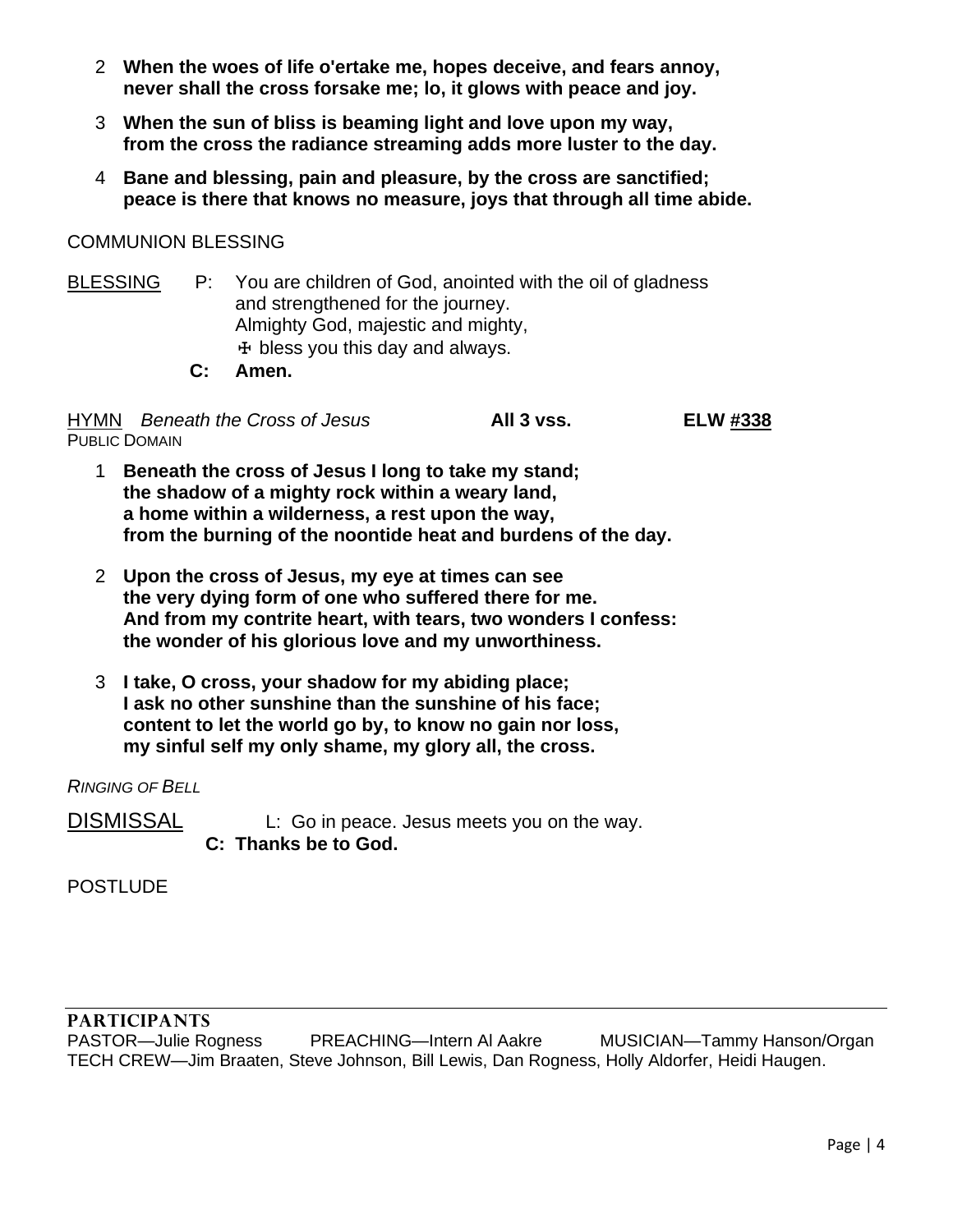2 **When the woes of life o'ertake me, hopes deceive, and fears annoy,**
**never shall the cross forsake me; lo, it glows with peace and joy.**

3 **When the sun of bliss is beaming light and love upon my way,**
**from the cross the radiance streaming adds more luster to the day.**

4 **Bane and blessing, pain and pleasure, by the cross are sanctified;**
**peace is there that knows no measure, joys that through all time abide.**

COMMUNION BLESSING

BLESSING P: You are children of God, anointed with the oil of gladness
and strengthened for the journey.
Almighty God, majestic and mighty,
☩ bless you this day and always.
**C: Amen.**

HYMN *Beneath the Cross of Jesus* **All 3 vss.** **ELW #338**
PUBLIC DOMAIN

1 **Beneath the cross of Jesus I long to take my stand;**
**the shadow of a mighty rock within a weary land,**
**a home within a wilderness, a rest upon the way,**
**from the burning of the noontide heat and burdens of the day.**

2 **Upon the cross of Jesus, my eye at times can see**
**the very dying form of one who suffered there for me.**
**And from my contrite heart, with tears, two wonders I confess:**
**the wonder of his glorious love and my unworthiness.**

3 **I take, O cross, your shadow for my abiding place;**
**I ask no other sunshine than the sunshine of his face;**
**content to let the world go by, to know no gain nor loss,**
**my sinful self my only shame, my glory all, the cross.**

*RINGING OF BELL*

DISMISSAL L: Go in peace. Jesus meets you on the way.
**C: Thanks be to God.**

POSTLUDE

---

**PARTICIPANTS**
PASTOR—Julie Rogness PREACHING—Intern Al Aakre MUSICIAN—Tammy Hanson/Organ
TECH CREW—Jim Braaten, Steve Johnson, Bill Lewis, Dan Rogness, Holly Aldorfer, Heidi Haugen.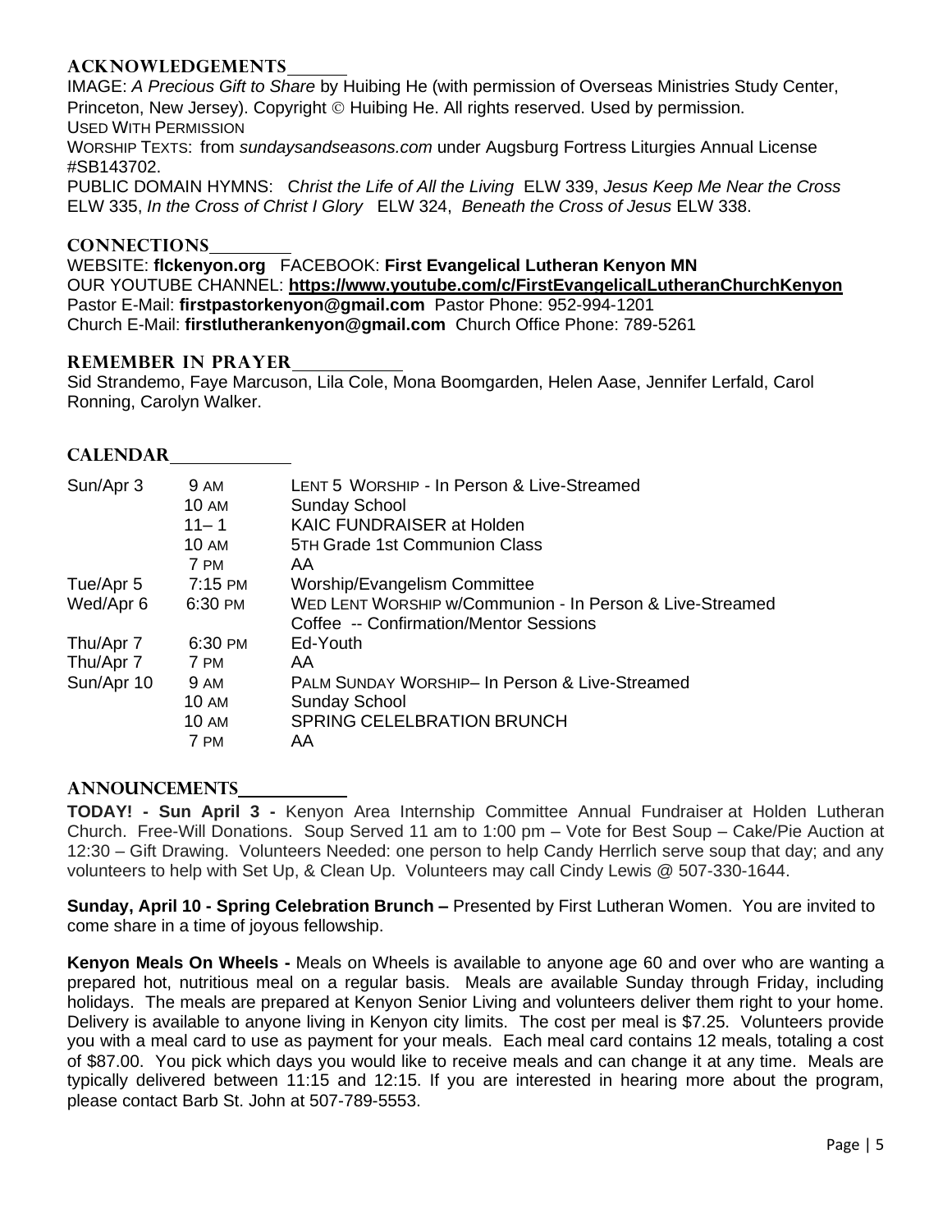## ACKNOWLEDGEMENTS

IMAGE: *A Precious Gift to Share* by Huibing He (with permission of Overseas Ministries Study Center, Princeton, New Jersey). Copyright © Huibing He. All rights reserved. Used by permission.
USED WITH PERMISSION
WORSHIP TEXTS: from *sundaysandseasons.com* under Augsburg Fortress Liturgies Annual License #SB143702.
PUBLIC DOMAIN HYMNS: *Christ the Life of All the Living* ELW 339, *Jesus Keep Me Near the Cross* ELW 335, *In the Cross of Christ I Glory* ELW 324, *Beneath the Cross of Jesus* ELW 338.

## CONNECTIONS

WEBSITE: **flckenyon.org** FACEBOOK: **First Evangelical Lutheran Kenyon MN**
OUR YOUTUBE CHANNEL: **https://www.youtube.com/c/FirstEvangelicalLutheranChurchKenyon**
Pastor E-Mail: **firstpastorkenyon@gmail.com** Pastor Phone: 952-994-1201
Church E-Mail: **firstlutherankenyon@gmail.com** Church Office Phone: 789-5261

## REMEMBER IN PRAYER

Sid Strandemo, Faye Marcuson, Lila Cole, Mona Boomgarden, Helen Aase, Jennifer Lerfald, Carol Ronning, Carolyn Walker.

## CALENDAR

| | | |
|---|---|---|
| Sun/Apr 3 | 9 AM | LENT 5 WORSHIP - In Person & Live-Streamed |
| | 10 AM | Sunday School |
| | 11– 1 | KAIC FUNDRAISER at Holden |
| | 10 AM | 5TH Grade 1st Communion Class |
| | 7 PM | AA |
| Tue/Apr 5 | 7:15 PM | Worship/Evangelism Committee |
| Wed/Apr 6 | 6:30 PM | WED LENT WORSHIP w/Communion - In Person & Live-Streamed |
| | | Coffee -- Confirmation/Mentor Sessions |
| Thu/Apr 7 | 6:30 PM | Ed-Youth |
| Thu/Apr 7 | 7 PM | AA |
| Sun/Apr 10 | 9 AM | PALM SUNDAY WORSHIP– In Person & Live-Streamed |
| | 10 AM | Sunday School |
| | 10 AM | SPRING CELELBRATION BRUNCH |
| | 7 PM | AA |

## ANNOUNCEMENTS

**TODAY! - Sun April 3 -** Kenyon Area Internship Committee Annual Fundraiser at Holden Lutheran Church. Free-Will Donations. Soup Served 11 am to 1:00 pm – Vote for Best Soup – Cake/Pie Auction at 12:30 – Gift Drawing. Volunteers Needed: one person to help Candy Herrlich serve soup that day; and any volunteers to help with Set Up, & Clean Up. Volunteers may call Cindy Lewis @ 507-330-1644.

**Sunday, April 10 - Spring Celebration Brunch –** Presented by First Lutheran Women. You are invited to come share in a time of joyous fellowship.

**Kenyon Meals On Wheels -** Meals on Wheels is available to anyone age 60 and over who are wanting a prepared hot, nutritious meal on a regular basis. Meals are available Sunday through Friday, including holidays. The meals are prepared at Kenyon Senior Living and volunteers deliver them right to your home. Delivery is available to anyone living in Kenyon city limits. The cost per meal is $7.25. Volunteers provide you with a meal card to use as payment for your meals. Each meal card contains 12 meals, totaling a cost of $87.00. You pick which days you would like to receive meals and can change it at any time. Meals are typically delivered between 11:15 and 12:15. If you are interested in hearing more about the program, please contact Barb St. John at 507-789-5553.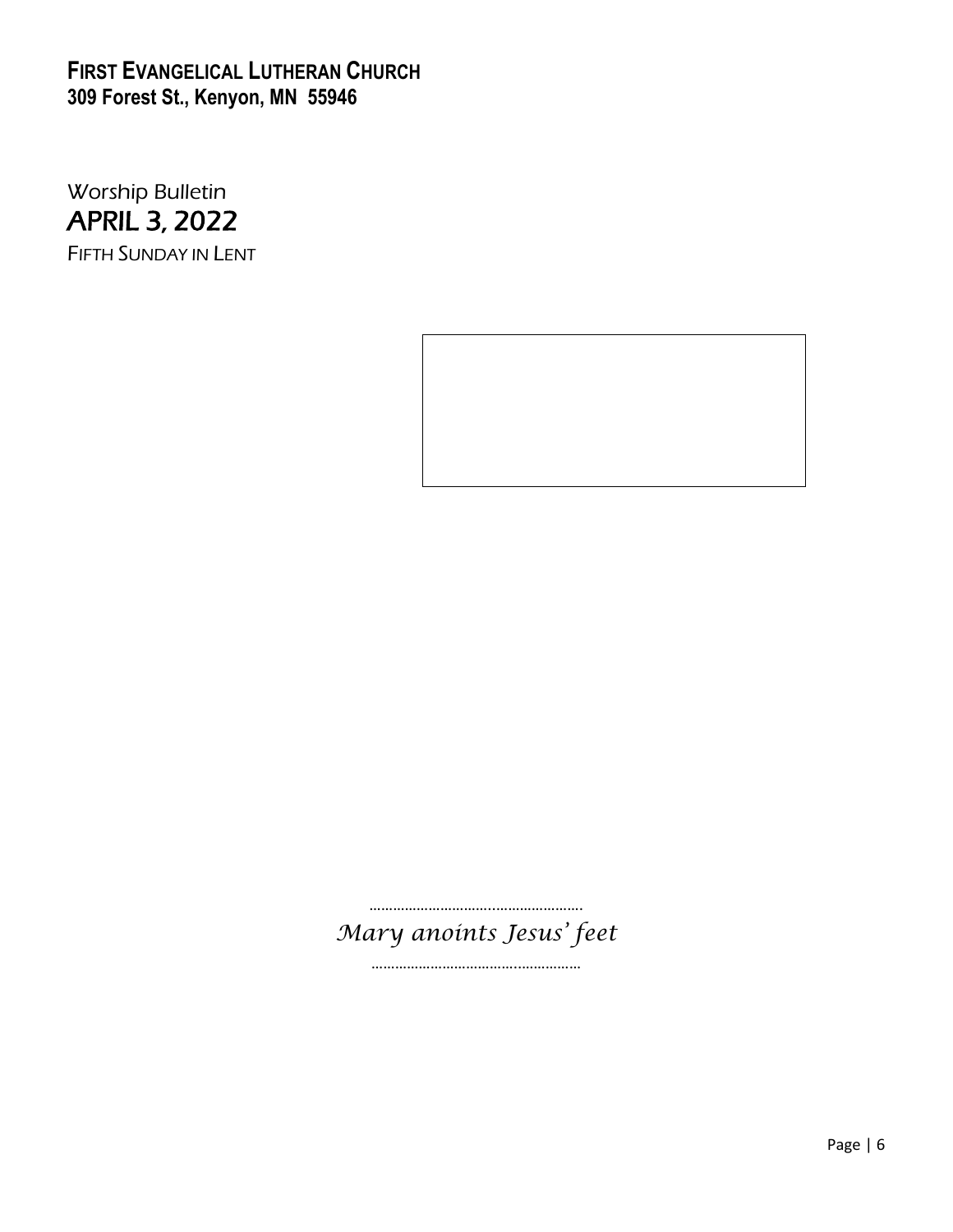**FIRST EVANGELICAL LUTHERAN CHURCH**
**309 Forest St., Kenyon, MN 55946**

Worship Bulletin

## APRIL 3, 2022

FIFTH SUNDAY IN LENT

*Mary anoints Jesus' feet*